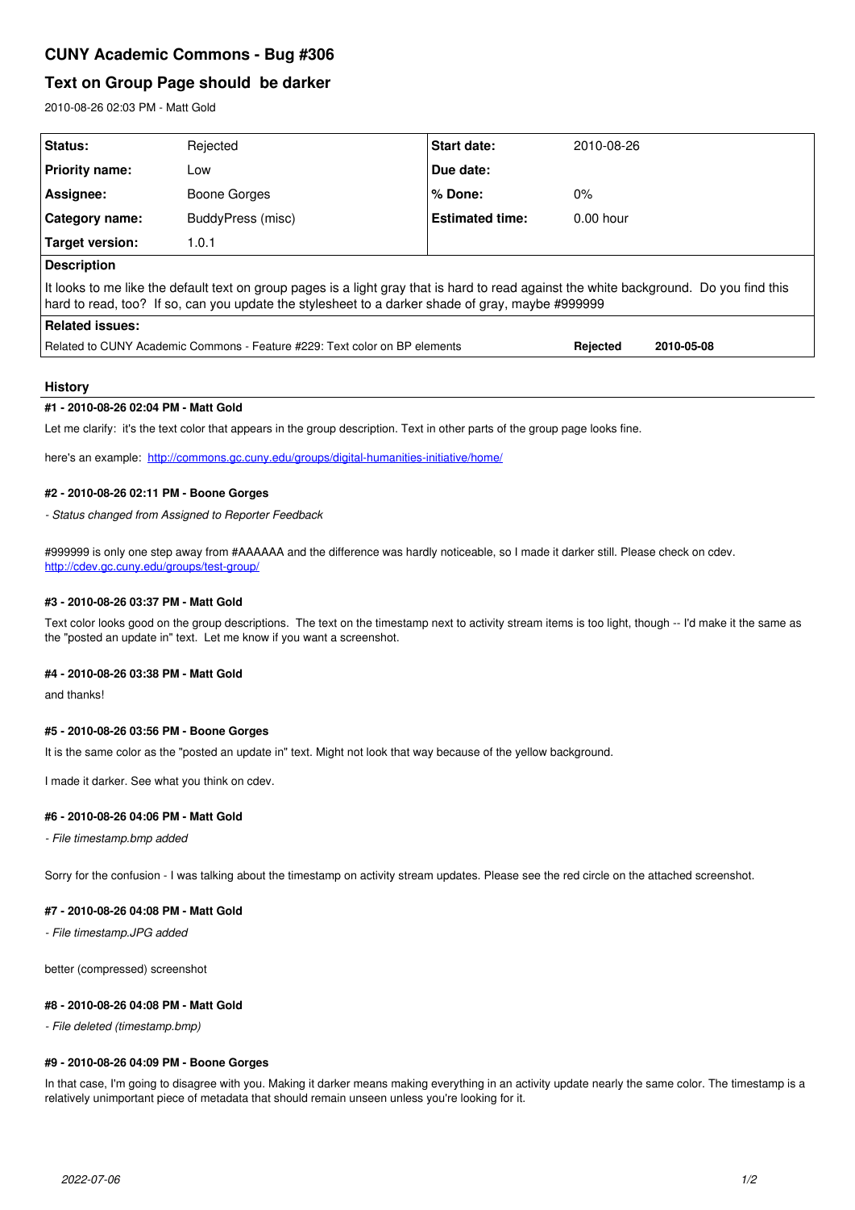# CUNY Academic Commons - Bug #306

## Text on Group Page should be darker

2010-08-26 02:03 PM - Matt Gold

| **Status:** | Rejected | **Start date:** | 2010-08-26 |
| --- | --- | --- | --- |
| **Priority name:** | Low | **Due date:** | |
| **Assignee:** | Boone Gorges | **% Done:** | 0% |
| **Category name:** | BuddyPress (misc) | **Estimated time:** | 0.00 hour |
| **Target version:** | 1.0.1 | | |

**Description**

It looks to me like the default text on group pages is a light gray that is hard to read against the white background. Do you find this hard to read, too? If so, can you update the stylesheet to a darker shade of gray, maybe #999999

**Related issues:**

| Related to CUNY Academic Commons - Feature #229: Text color on BP elements | **Rejected** | **2010-05-08** |
| --- | --- | --- |

### History

#### #1 - 2010-08-26 02:04 PM - Matt Gold

Let me clarify: it's the text color that appears in the group description. Text in other parts of the group page looks fine.

here's an example: http://commons.gc.cuny.edu/groups/digital-humanities-initiative/home/

#### #2 - 2010-08-26 02:11 PM - Boone Gorges

*- Status changed from Assigned to Reporter Feedback*

#999999 is only one step away from #AAAAAA and the difference was hardly noticeable, so I made it darker still. Please check on cdev.
http://cdev.gc.cuny.edu/groups/test-group/

#### #3 - 2010-08-26 03:37 PM - Matt Gold

Text color looks good on the group descriptions. The text on the timestamp next to activity stream items is too light, though -- I'd make it the same as the "posted an update in" text. Let me know if you want a screenshot.

#### #4 - 2010-08-26 03:38 PM - Matt Gold

and thanks!

#### #5 - 2010-08-26 03:56 PM - Boone Gorges

It is the same color as the "posted an update in" text. Might not look that way because of the yellow background.

I made it darker. See what you think on cdev.

#### #6 - 2010-08-26 04:06 PM - Matt Gold

*- File timestamp.bmp added*

Sorry for the confusion - I was talking about the timestamp on activity stream updates. Please see the red circle on the attached screenshot.

#### #7 - 2010-08-26 04:08 PM - Matt Gold

*- File timestamp.JPG added*

better (compressed) screenshot

#### #8 - 2010-08-26 04:08 PM - Matt Gold

*- File deleted (timestamp.bmp)*

#### #9 - 2010-08-26 04:09 PM - Boone Gorges

In that case, I'm going to disagree with you. Making it darker means making everything in an activity update nearly the same color. The timestamp is a relatively unimportant piece of metadata that should remain unseen unless you're looking for it.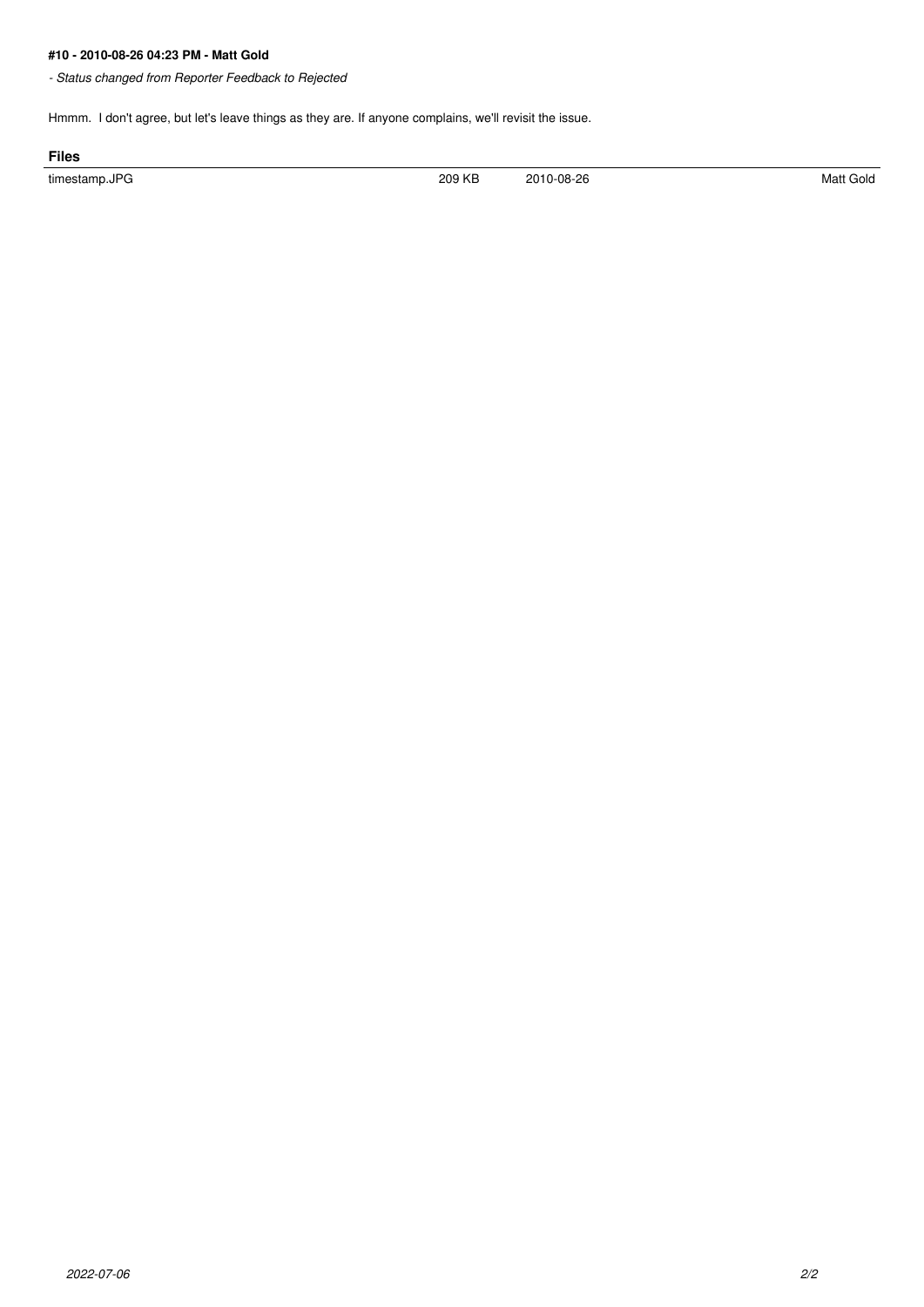#### #10 - 2010-08-26 04:23 PM - Matt Gold

*- Status changed from Reporter Feedback to Rejected*

Hmmm. I don't agree, but let's leave things as they are. If anyone complains, we'll revisit the issue.

### Files

| | | | |
|---|---|---|---|
| timestamp.JPG | 209 KB | 2010-08-26 | Matt Gold |